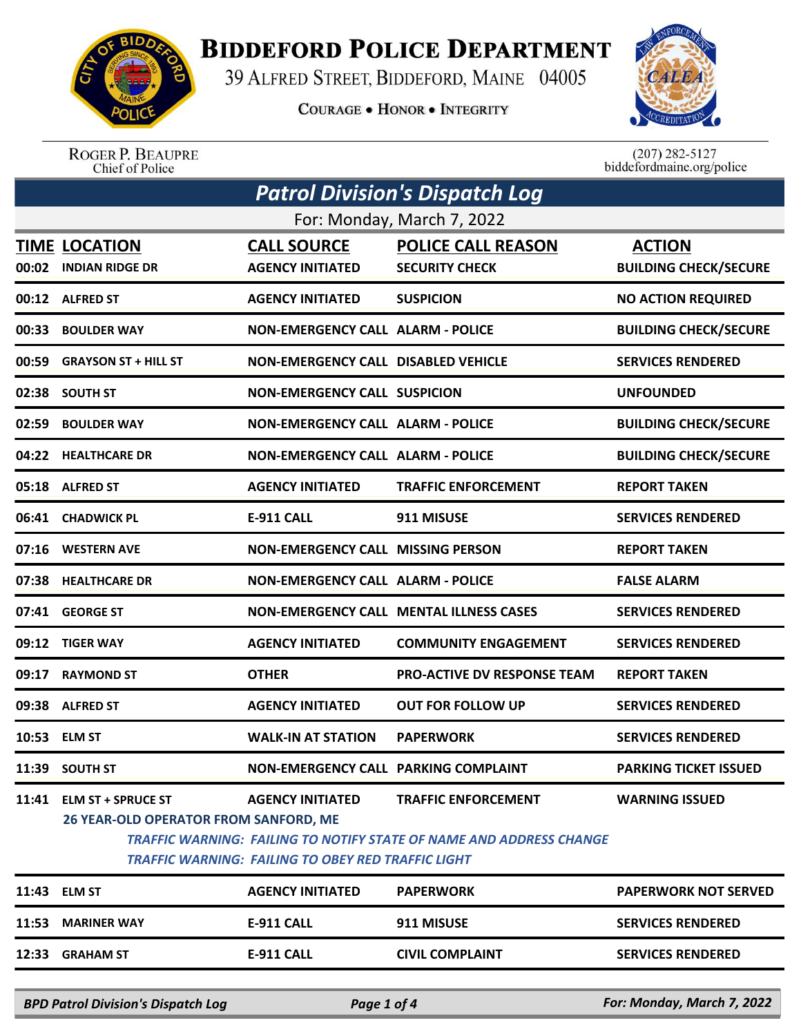# BIDDEFORD POLICE DEPARTMENT

39 ALFRED STREET, BIDDEFORD, MAINE 04005

COURAGE • HONOR • INTEGRITY

ROGER P. BEAUPRE
Chief of Police

(207) 282-5127
biddefordmaine.org/police

## Patrol Division's Dispatch Log

For: Monday, March 7, 2022

| TIME | LOCATION | CALL SOURCE | POLICE CALL REASON | ACTION |
|---|---|---|---|---|
| 00:02 | INDIAN RIDGE DR | AGENCY INITIATED | SECURITY CHECK | BUILDING CHECK/SECURE |
| 00:12 | ALFRED ST | AGENCY INITIATED | SUSPICION | NO ACTION REQUIRED |
| 00:33 | BOULDER WAY | NON-EMERGENCY CALL | ALARM - POLICE | BUILDING CHECK/SECURE |
| 00:59 | GRAYSON ST + HILL ST | NON-EMERGENCY CALL | DISABLED VEHICLE | SERVICES RENDERED |
| 02:38 | SOUTH ST | NON-EMERGENCY CALL | SUSPICION | UNFOUNDED |
| 02:59 | BOULDER WAY | NON-EMERGENCY CALL | ALARM - POLICE | BUILDING CHECK/SECURE |
| 04:22 | HEALTHCARE DR | NON-EMERGENCY CALL | ALARM - POLICE | BUILDING CHECK/SECURE |
| 05:18 | ALFRED ST | AGENCY INITIATED | TRAFFIC ENFORCEMENT | REPORT TAKEN |
| 06:41 | CHADWICK PL | E-911 CALL | 911 MISUSE | SERVICES RENDERED |
| 07:16 | WESTERN AVE | NON-EMERGENCY CALL | MISSING PERSON | REPORT TAKEN |
| 07:38 | HEALTHCARE DR | NON-EMERGENCY CALL | ALARM - POLICE | FALSE ALARM |
| 07:41 | GEORGE ST | NON-EMERGENCY CALL | MENTAL ILLNESS CASES | SERVICES RENDERED |
| 09:12 | TIGER WAY | AGENCY INITIATED | COMMUNITY ENGAGEMENT | SERVICES RENDERED |
| 09:17 | RAYMOND ST | OTHER | PRO-ACTIVE DV RESPONSE TEAM | REPORT TAKEN |
| 09:38 | ALFRED ST | AGENCY INITIATED | OUT FOR FOLLOW UP | SERVICES RENDERED |
| 10:53 | ELM ST | WALK-IN AT STATION | PAPERWORK | SERVICES RENDERED |
| 11:39 | SOUTH ST | NON-EMERGENCY CALL | PARKING COMPLAINT | PARKING TICKET ISSUED |
| 11:41 | ELM ST + SPRUCE ST | AGENCY INITIATED | TRAFFIC ENFORCEMENT | WARNING ISSUED |
| | 26 YEAR-OLD OPERATOR FROM SANFORD, ME<br>*TRAFFIC WARNING: FAILING TO NOTIFY STATE OF NAME AND ADDRESS CHANGE*<br>*TRAFFIC WARNING: FAILING TO OBEY RED TRAFFIC LIGHT* | | | |
| 11:43 | ELM ST | AGENCY INITIATED | PAPERWORK | PAPERWORK NOT SERVED |
| 11:53 | MARINER WAY | E-911 CALL | 911 MISUSE | SERVICES RENDERED |
| 12:33 | GRAHAM ST | E-911 CALL | CIVIL COMPLAINT | SERVICES RENDERED |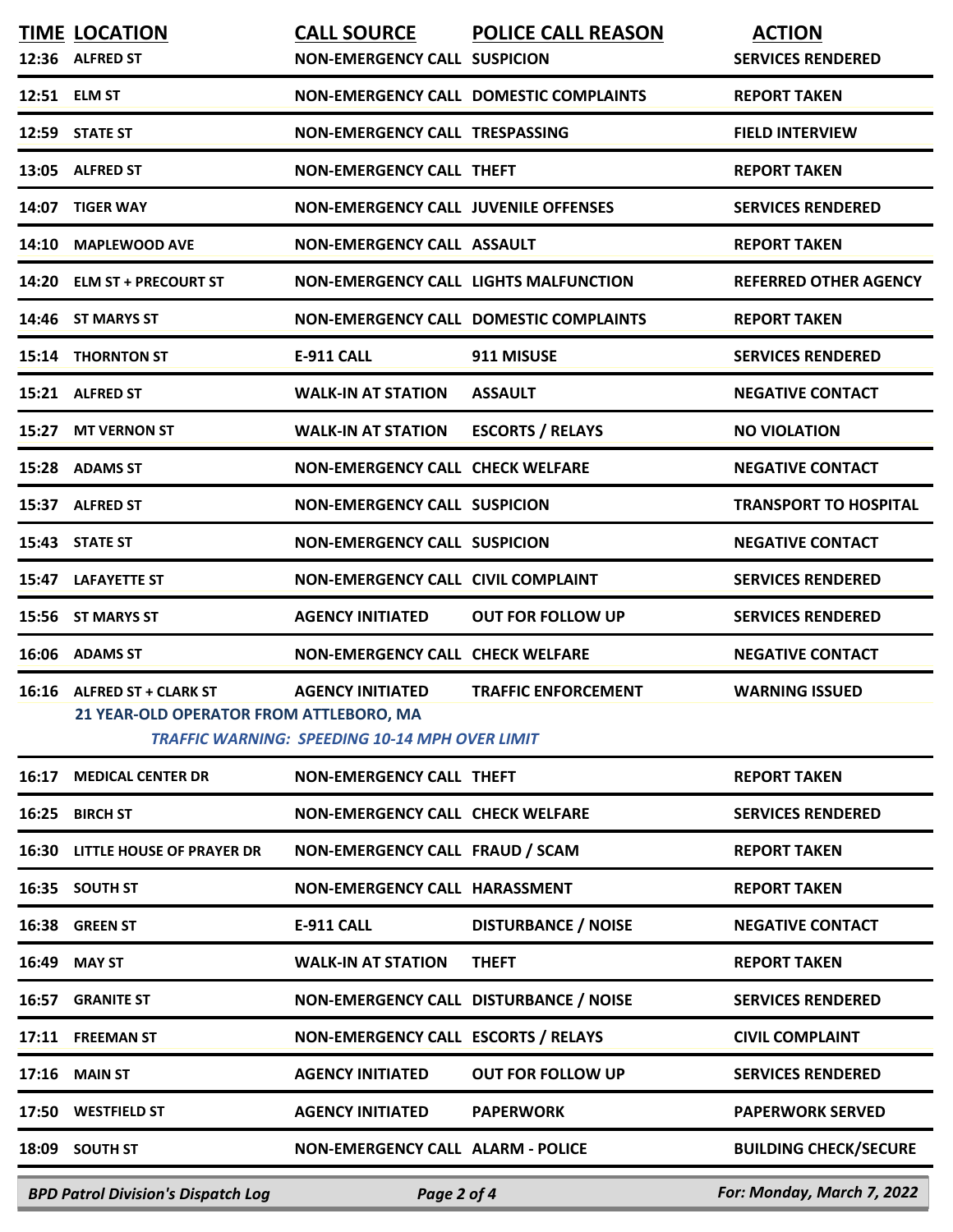| TIME | LOCATION | CALL SOURCE | POLICE CALL REASON | ACTION |
|---|---|---|---|---|
| 12:36 | ALFRED ST | NON-EMERGENCY CALL | SUSPICION | SERVICES RENDERED |
| 12:51 | ELM ST | NON-EMERGENCY CALL | DOMESTIC COMPLAINTS | REPORT TAKEN |
| 12:59 | STATE ST | NON-EMERGENCY CALL | TRESPASSING | FIELD INTERVIEW |
| 13:05 | ALFRED ST | NON-EMERGENCY CALL | THEFT | REPORT TAKEN |
| 14:07 | TIGER WAY | NON-EMERGENCY CALL | JUVENILE OFFENSES | SERVICES RENDERED |
| 14:10 | MAPLEWOOD AVE | NON-EMERGENCY CALL | ASSAULT | REPORT TAKEN |
| 14:20 | ELM ST + PRECOURT ST | NON-EMERGENCY CALL | LIGHTS MALFUNCTION | REFERRED OTHER AGENCY |
| 14:46 | ST MARYS ST | NON-EMERGENCY CALL | DOMESTIC COMPLAINTS | REPORT TAKEN |
| 15:14 | THORNTON ST | E-911 CALL | 911 MISUSE | SERVICES RENDERED |
| 15:21 | ALFRED ST | WALK-IN AT STATION | ASSAULT | NEGATIVE CONTACT |
| 15:27 | MT VERNON ST | WALK-IN AT STATION | ESCORTS / RELAYS | NO VIOLATION |
| 15:28 | ADAMS ST | NON-EMERGENCY CALL | CHECK WELFARE | NEGATIVE CONTACT |
| 15:37 | ALFRED ST | NON-EMERGENCY CALL | SUSPICION | TRANSPORT TO HOSPITAL |
| 15:43 | STATE ST | NON-EMERGENCY CALL | SUSPICION | NEGATIVE CONTACT |
| 15:47 | LAFAYETTE ST | NON-EMERGENCY CALL | CIVIL COMPLAINT | SERVICES RENDERED |
| 15:56 | ST MARYS ST | AGENCY INITIATED | OUT FOR FOLLOW UP | SERVICES RENDERED |
| 16:06 | ADAMS ST | NON-EMERGENCY CALL | CHECK WELFARE | NEGATIVE CONTACT |
| 16:16 | ALFRED ST + CLARK ST | AGENCY INITIATED | TRAFFIC ENFORCEMENT | WARNING ISSUED |
| | 21 YEAR-OLD OPERATOR FROM ATTLEBORO, MA<br>*TRAFFIC WARNING: SPEEDING 10-14 MPH OVER LIMIT* | | | |
| 16:17 | MEDICAL CENTER DR | NON-EMERGENCY CALL | THEFT | REPORT TAKEN |
| 16:25 | BIRCH ST | NON-EMERGENCY CALL | CHECK WELFARE | SERVICES RENDERED |
| 16:30 | LITTLE HOUSE OF PRAYER DR | NON-EMERGENCY CALL | FRAUD / SCAM | REPORT TAKEN |
| 16:35 | SOUTH ST | NON-EMERGENCY CALL | HARASSMENT | REPORT TAKEN |
| 16:38 | GREEN ST | E-911 CALL | DISTURBANCE / NOISE | NEGATIVE CONTACT |
| 16:49 | MAY ST | WALK-IN AT STATION | THEFT | REPORT TAKEN |
| 16:57 | GRANITE ST | NON-EMERGENCY CALL | DISTURBANCE / NOISE | SERVICES RENDERED |
| 17:11 | FREEMAN ST | NON-EMERGENCY CALL | ESCORTS / RELAYS | CIVIL COMPLAINT |
| 17:16 | MAIN ST | AGENCY INITIATED | OUT FOR FOLLOW UP | SERVICES RENDERED |
| 17:50 | WESTFIELD ST | AGENCY INITIATED | PAPERWORK | PAPERWORK SERVED |
| 18:09 | SOUTH ST | NON-EMERGENCY CALL | ALARM - POLICE | BUILDING CHECK/SECURE |

*BPD Patrol Division's Dispatch Log* — *For: Monday, March 7, 2022*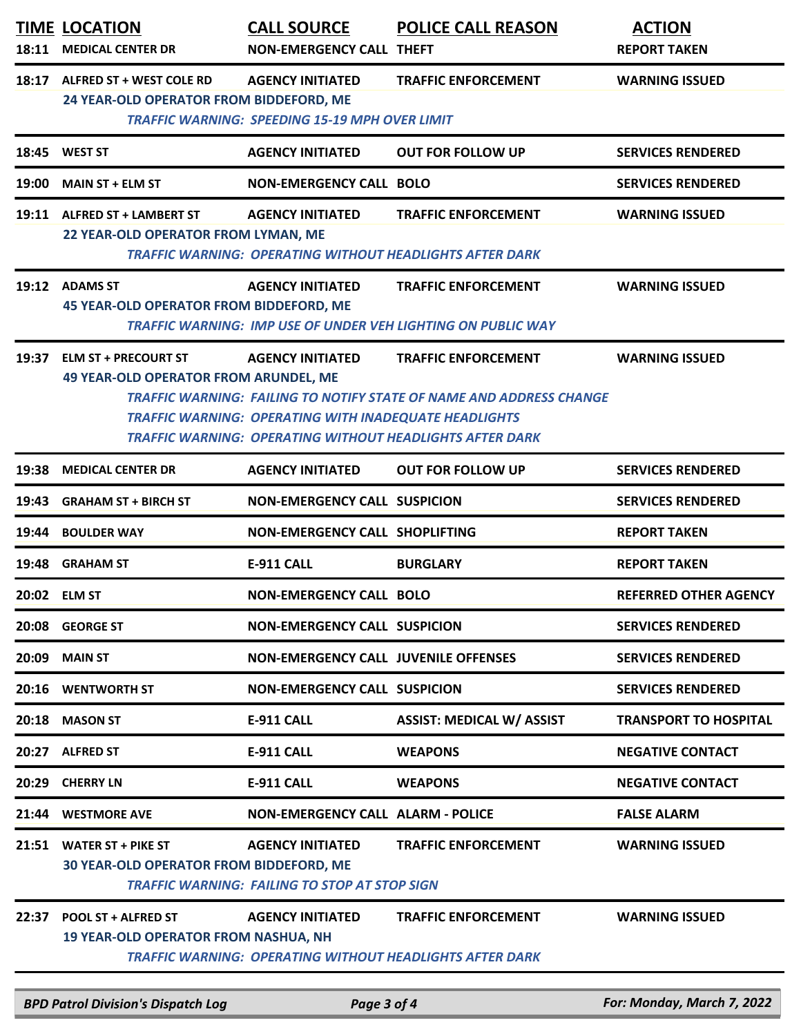| TIME | LOCATION | CALL SOURCE | POLICE CALL REASON | ACTION |
|---|---|---|---|---|
| 18:11 | MEDICAL CENTER DR | NON-EMERGENCY CALL | THEFT | REPORT TAKEN |
| 18:17 | ALFRED ST + WEST COLE RD | AGENCY INITIATED | TRAFFIC ENFORCEMENT | WARNING ISSUED |
| | 24 YEAR-OLD OPERATOR FROM BIDDEFORD, ME | | | |
| | *TRAFFIC WARNING: SPEEDING 15-19 MPH OVER LIMIT* | | | |
| 18:45 | WEST ST | AGENCY INITIATED | OUT FOR FOLLOW UP | SERVICES RENDERED |
| 19:00 | MAIN ST + ELM ST | NON-EMERGENCY CALL | BOLO | SERVICES RENDERED |
| 19:11 | ALFRED ST + LAMBERT ST | AGENCY INITIATED | TRAFFIC ENFORCEMENT | WARNING ISSUED |
| | 22 YEAR-OLD OPERATOR FROM LYMAN, ME | | | |
| | *TRAFFIC WARNING: OPERATING WITHOUT HEADLIGHTS AFTER DARK* | | | |
| 19:12 | ADAMS ST | AGENCY INITIATED | TRAFFIC ENFORCEMENT | WARNING ISSUED |
| | 45 YEAR-OLD OPERATOR FROM BIDDEFORD, ME | | | |
| | *TRAFFIC WARNING: IMP USE OF UNDER VEH LIGHTING ON PUBLIC WAY* | | | |
| 19:37 | ELM ST + PRECOURT ST | AGENCY INITIATED | TRAFFIC ENFORCEMENT | WARNING ISSUED |
| | 49 YEAR-OLD OPERATOR FROM ARUNDEL, ME | | | |
| | *TRAFFIC WARNING: FAILING TO NOTIFY STATE OF NAME AND ADDRESS CHANGE* | | | |
| | *TRAFFIC WARNING: OPERATING WITH INADEQUATE HEADLIGHTS* | | | |
| | *TRAFFIC WARNING: OPERATING WITHOUT HEADLIGHTS AFTER DARK* | | | |
| 19:38 | MEDICAL CENTER DR | AGENCY INITIATED | OUT FOR FOLLOW UP | SERVICES RENDERED |
| 19:43 | GRAHAM ST + BIRCH ST | NON-EMERGENCY CALL | SUSPICION | SERVICES RENDERED |
| 19:44 | BOULDER WAY | NON-EMERGENCY CALL | SHOPLIFTING | REPORT TAKEN |
| 19:48 | GRAHAM ST | E-911 CALL | BURGLARY | REPORT TAKEN |
| 20:02 | ELM ST | NON-EMERGENCY CALL | BOLO | REFERRED OTHER AGENCY |
| 20:08 | GEORGE ST | NON-EMERGENCY CALL | SUSPICION | SERVICES RENDERED |
| 20:09 | MAIN ST | NON-EMERGENCY CALL | JUVENILE OFFENSES | SERVICES RENDERED |
| 20:16 | WENTWORTH ST | NON-EMERGENCY CALL | SUSPICION | SERVICES RENDERED |
| 20:18 | MASON ST | E-911 CALL | ASSIST: MEDICAL W/ ASSIST | TRANSPORT TO HOSPITAL |
| 20:27 | ALFRED ST | E-911 CALL | WEAPONS | NEGATIVE CONTACT |
| 20:29 | CHERRY LN | E-911 CALL | WEAPONS | NEGATIVE CONTACT |
| 21:44 | WESTMORE AVE | NON-EMERGENCY CALL | ALARM - POLICE | FALSE ALARM |
| 21:51 | WATER ST + PIKE ST | AGENCY INITIATED | TRAFFIC ENFORCEMENT | WARNING ISSUED |
| | 30 YEAR-OLD OPERATOR FROM BIDDEFORD, ME | | | |
| | *TRAFFIC WARNING: FAILING TO STOP AT STOP SIGN* | | | |
| 22:37 | POOL ST + ALFRED ST | AGENCY INITIATED | TRAFFIC ENFORCEMENT | WARNING ISSUED |
| | 19 YEAR-OLD OPERATOR FROM NASHUA, NH | | | |
| | *TRAFFIC WARNING: OPERATING WITHOUT HEADLIGHTS AFTER DARK* | | | |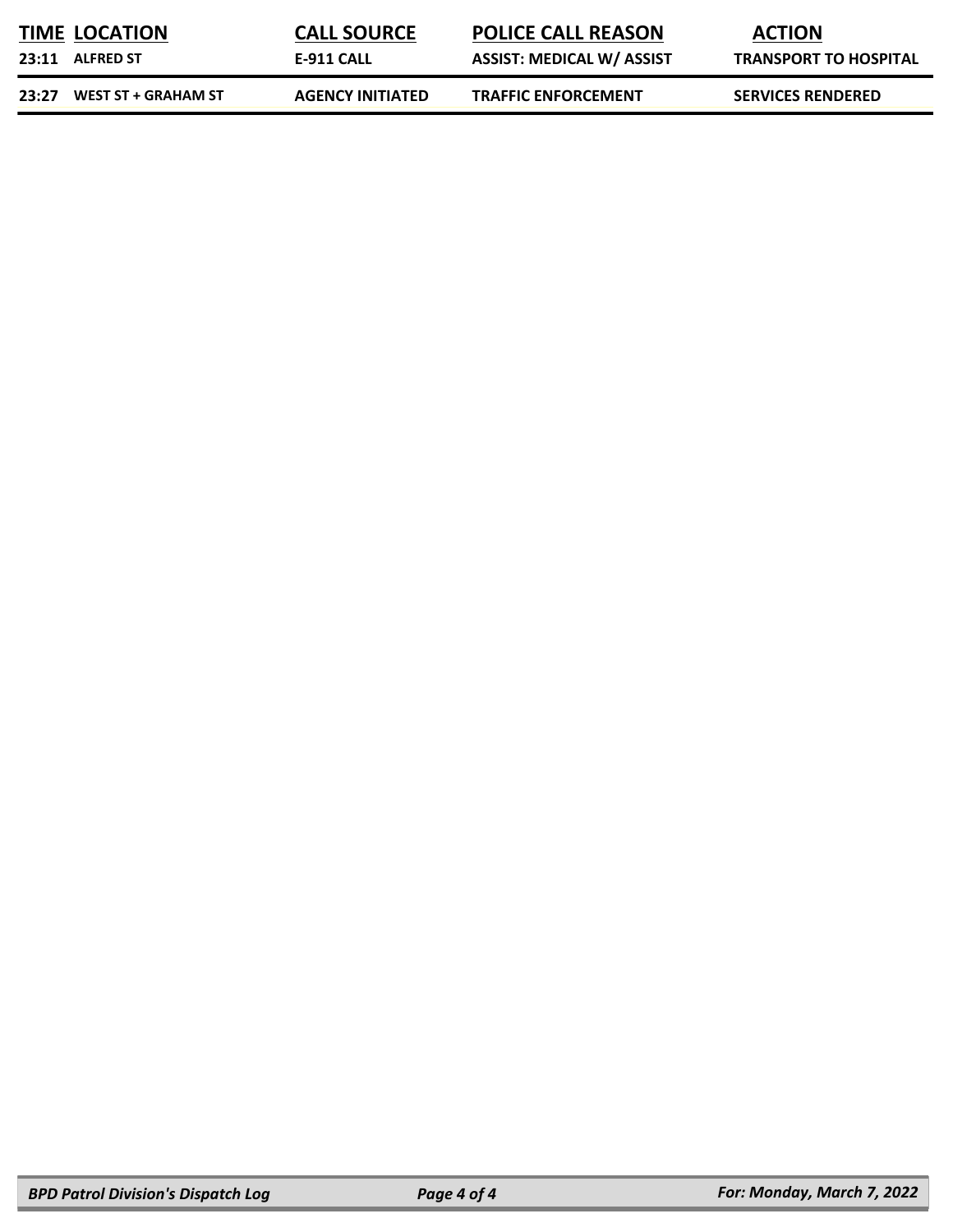| TIME | LOCATION | CALL SOURCE | POLICE CALL REASON | ACTION |
| --- | --- | --- | --- | --- |
| 23:11 | ALFRED ST | E-911 CALL | ASSIST: MEDICAL W/ ASSIST | TRANSPORT TO HOSPITAL |
| 23:27 | WEST ST + GRAHAM ST | AGENCY INITIATED | TRAFFIC ENFORCEMENT | SERVICES RENDERED |